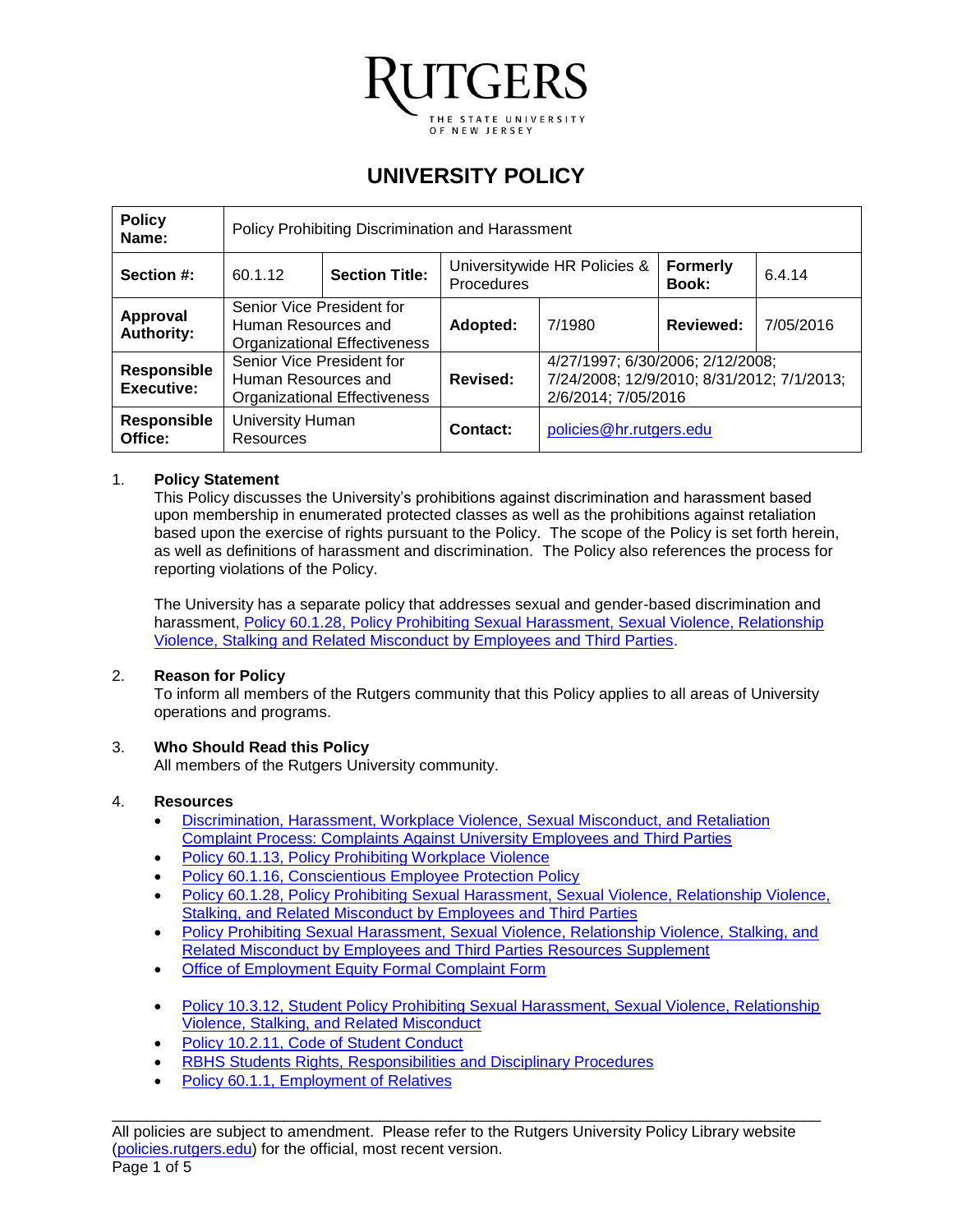RUTGERS
THE STATE UNIVERSITY OF NEW JERSEY

# UNIVERSITY POLICY

| **Policy Name:** | Policy Prohibiting Discrimination and Harassment | | | | | |
|---|---|---|---|---|---|---|
| **Section #:** | 60.1.12 | **Section Title:** | Universitywide HR Policies & Procedures | | **Formerly Book:** | 6.4.14 |
| **Approval Authority:** | Senior Vice President for Human Resources and Organizational Effectiveness | | **Adopted:** | 7/1980 | **Reviewed:** | 7/05/2016 |
| **Responsible Executive:** | Senior Vice President for Human Resources and Organizational Effectiveness | | **Revised:** | 4/27/1997; 6/30/2006; 2/12/2008; 7/24/2008; 12/9/2010; 8/31/2012; 7/1/2013; 2/6/2014; 7/05/2016 | | |
| **Responsible Office:** | University Human Resources | | **Contact:** | policies@hr.rutgers.edu | | |

## 1. Policy Statement

This Policy discusses the University's prohibitions against discrimination and harassment based upon membership in enumerated protected classes as well as the prohibitions against retaliation based upon the exercise of rights pursuant to the Policy. The scope of the Policy is set forth herein, as well as definitions of harassment and discrimination. The Policy also references the process for reporting violations of the Policy.

The University has a separate policy that addresses sexual and gender-based discrimination and harassment, Policy 60.1.28, Policy Prohibiting Sexual Harassment, Sexual Violence, Relationship Violence, Stalking and Related Misconduct by Employees and Third Parties.

## 2. Reason for Policy

To inform all members of the Rutgers community that this Policy applies to all areas of University operations and programs.

## 3. Who Should Read this Policy

All members of the Rutgers University community.

## 4. Resources

- Discrimination, Harassment, Workplace Violence, Sexual Misconduct, and Retaliation Complaint Process: Complaints Against University Employees and Third Parties
- Policy 60.1.13, Policy Prohibiting Workplace Violence
- Policy 60.1.16, Conscientious Employee Protection Policy
- Policy 60.1.28, Policy Prohibiting Sexual Harassment, Sexual Violence, Relationship Violence, Stalking, and Related Misconduct by Employees and Third Parties
- Policy Prohibiting Sexual Harassment, Sexual Violence, Relationship Violence, Stalking, and Related Misconduct by Employees and Third Parties Resources Supplement
- Office of Employment Equity Formal Complaint Form
- Policy 10.3.12, Student Policy Prohibiting Sexual Harassment, Sexual Violence, Relationship Violence, Stalking, and Related Misconduct
- Policy 10.2.11, Code of Student Conduct
- RBHS Students Rights, Responsibilities and Disciplinary Procedures
- Policy 60.1.1, Employment of Relatives

All policies are subject to amendment. Please refer to the Rutgers University Policy Library website (policies.rutgers.edu) for the official, most recent version.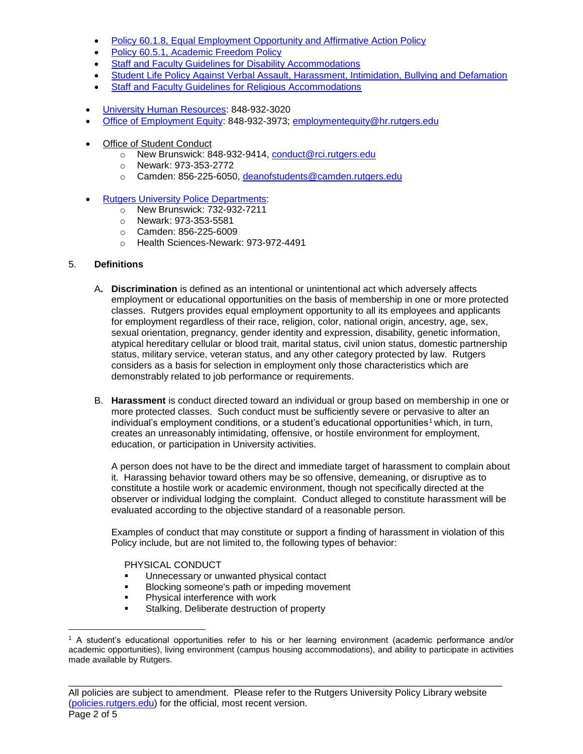- Policy 60.1.8, Equal Employment Opportunity and Affirmative Action Policy
- Policy 60.5.1, Academic Freedom Policy
- Staff and Faculty Guidelines for Disability Accommodations
- Student Life Policy Against Verbal Assault, Harassment, Intimidation, Bullying and Defamation
- Staff and Faculty Guidelines for Religious Accommodations

- University Human Resources: 848-932-3020
- Office of Employment Equity: 848-932-3973; employmentequity@hr.rutgers.edu

- Office of Student Conduct
  - New Brunswick: 848-932-9414, conduct@rci.rutgers.edu
  - Newark: 973-353-2772
  - Camden: 856-225-6050, deanofstudents@camden.rutgers.edu

- Rutgers University Police Departments:
  - New Brunswick: 732-932-7211
  - Newark: 973-353-5581
  - Camden: 856-225-6009
  - Health Sciences-Newark: 973-972-4491

## 5. Definitions

A. **Discrimination** is defined as an intentional or unintentional act which adversely affects employment or educational opportunities on the basis of membership in one or more protected classes. Rutgers provides equal employment opportunity to all its employees and applicants for employment regardless of their race, religion, color, national origin, ancestry, age, sex, sexual orientation, pregnancy, gender identity and expression, disability, genetic information, atypical hereditary cellular or blood trait, marital status, civil union status, domestic partnership status, military service, veteran status, and any other category protected by law. Rutgers considers as a basis for selection in employment only those characteristics which are demonstrably related to job performance or requirements.

B. **Harassment** is conduct directed toward an individual or group based on membership in one or more protected classes. Such conduct must be sufficiently severe or pervasive to alter an individual's employment conditions, or a student's educational opportunities[1] which, in turn, creates an unreasonably intimidating, offensive, or hostile environment for employment, education, or participation in University activities.

A person does not have to be the direct and immediate target of harassment to complain about it. Harassing behavior toward others may be so offensive, demeaning, or disruptive as to constitute a hostile work or academic environment, though not specifically directed at the observer or individual lodging the complaint. Conduct alleged to constitute harassment will be evaluated according to the objective standard of a reasonable person.

Examples of conduct that may constitute or support a finding of harassment in violation of this Policy include, but are not limited to, the following types of behavior:

PHYSICAL CONDUCT

- Unnecessary or unwanted physical contact
- Blocking someone's path or impeding movement
- Physical interference with work
- Stalking, Deliberate destruction of property

---

[1] A student's educational opportunities refer to his or her learning environment (academic performance and/or academic opportunities), living environment (campus housing accommodations), and ability to participate in activities made available by Rutgers.

All policies are subject to amendment. Please refer to the Rutgers University Policy Library website (policies.rutgers.edu) for the official, most recent version.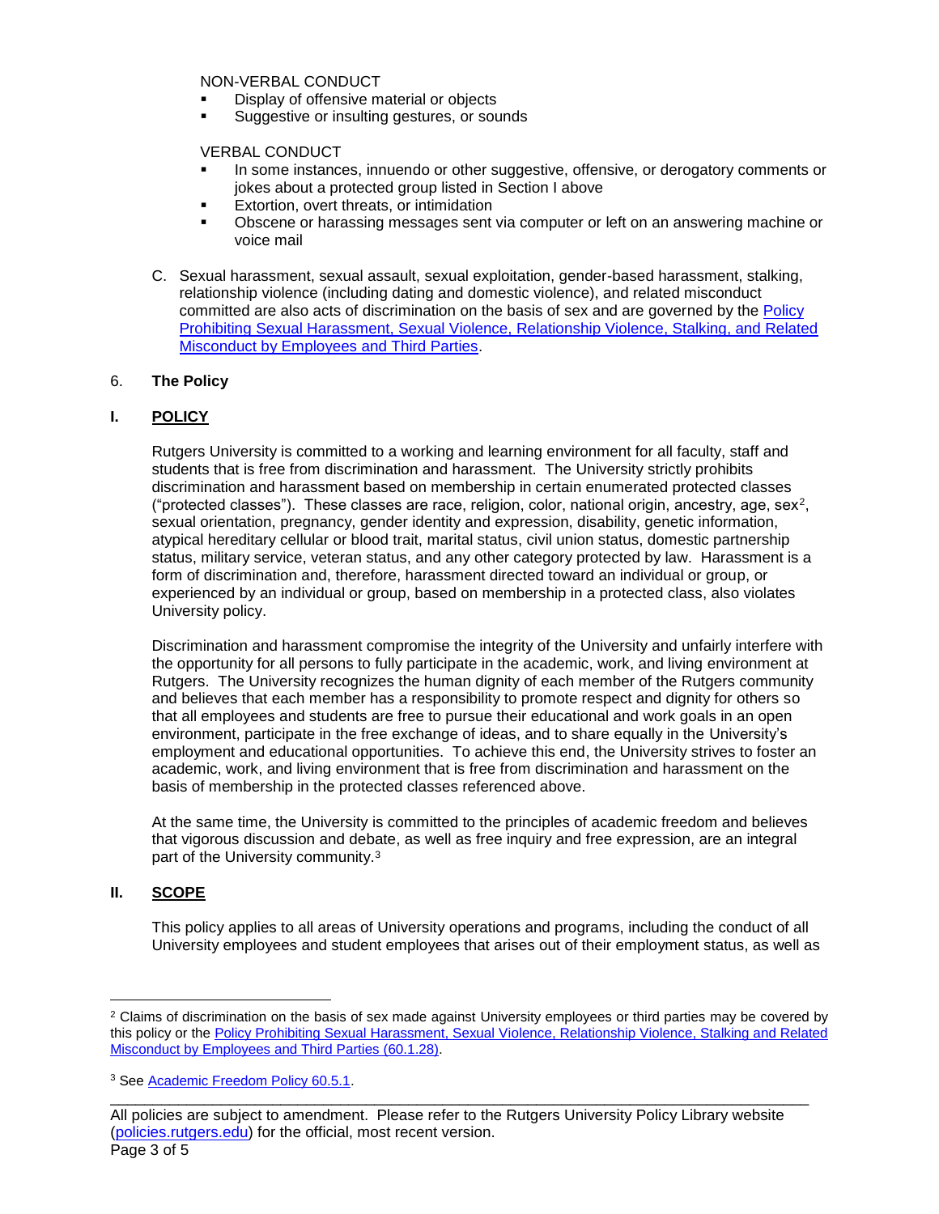NON-VERBAL CONDUCT

- Display of offensive material or objects
- Suggestive or insulting gestures, or sounds

VERBAL CONDUCT

- In some instances, innuendo or other suggestive, offensive, or derogatory comments or jokes about a protected group listed in Section I above
- Extortion, overt threats, or intimidation
- Obscene or harassing messages sent via computer or left on an answering machine or voice mail

C. Sexual harassment, sexual assault, sexual exploitation, gender-based harassment, stalking, relationship violence (including dating and domestic violence), and related misconduct committed are also acts of discrimination on the basis of sex and are governed by the [Policy Prohibiting Sexual Harassment, Sexual Violence, Relationship Violence, Stalking, and Related Misconduct by Employees and Third Parties](#).

6. **The Policy**

## I. POLICY

Rutgers University is committed to a working and learning environment for all faculty, staff and students that is free from discrimination and harassment. The University strictly prohibits discrimination and harassment based on membership in certain enumerated protected classes ("protected classes"). These classes are race, religion, color, national origin, ancestry, age, sex[2], sexual orientation, pregnancy, gender identity and expression, disability, genetic information, atypical hereditary cellular or blood trait, marital status, civil union status, domestic partnership status, military service, veteran status, and any other category protected by law. Harassment is a form of discrimination and, therefore, harassment directed toward an individual or group, or experienced by an individual or group, based on membership in a protected class, also violates University policy.

Discrimination and harassment compromise the integrity of the University and unfairly interfere with the opportunity for all persons to fully participate in the academic, work, and living environment at Rutgers. The University recognizes the human dignity of each member of the Rutgers community and believes that each member has a responsibility to promote respect and dignity for others so that all employees and students are free to pursue their educational and work goals in an open environment, participate in the free exchange of ideas, and to share equally in the University's employment and educational opportunities. To achieve this end, the University strives to foster an academic, work, and living environment that is free from discrimination and harassment on the basis of membership in the protected classes referenced above.

At the same time, the University is committed to the principles of academic freedom and believes that vigorous discussion and debate, as well as free inquiry and free expression, are an integral part of the University community.[3]

## II. SCOPE

This policy applies to all areas of University operations and programs, including the conduct of all University employees and student employees that arises out of their employment status, as well as

---

[2] Claims of discrimination on the basis of sex made against University employees or third parties may be covered by this policy or the [Policy Prohibiting Sexual Harassment, Sexual Violence, Relationship Violence, Stalking and Related Misconduct by Employees and Third Parties (60.1.28)](#).

[3] See [Academic Freedom Policy 60.5.1](#).

All policies are subject to amendment. Please refer to the Rutgers University Policy Library website ([policies.rutgers.edu](#)) for the official, most recent version.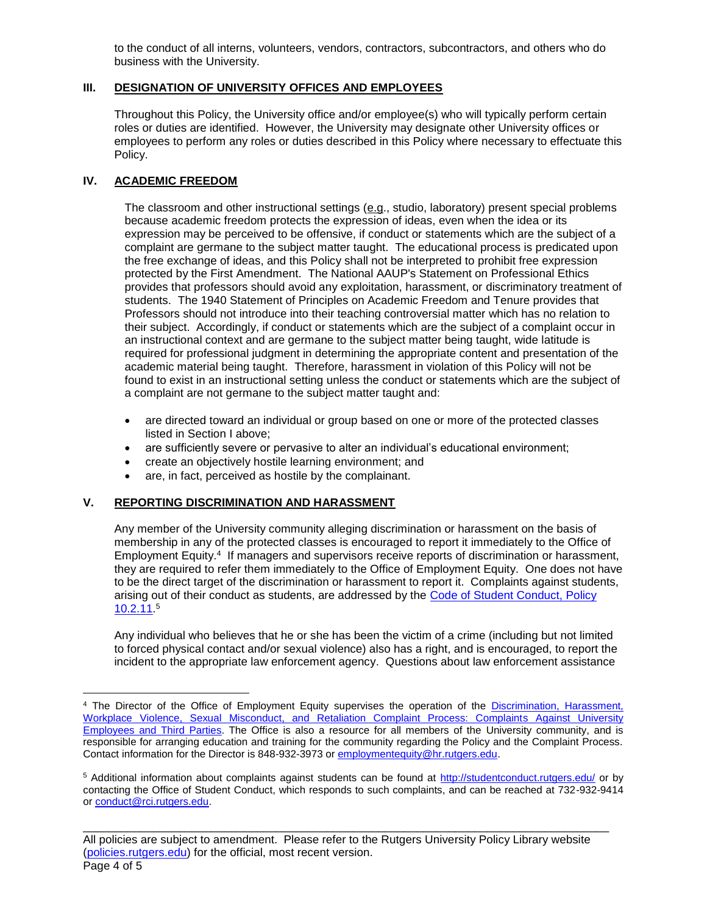to the conduct of all interns, volunteers, vendors, contractors, subcontractors, and others who do business with the University.

## III. DESIGNATION OF UNIVERSITY OFFICES AND EMPLOYEES

Throughout this Policy, the University office and/or employee(s) who will typically perform certain roles or duties are identified. However, the University may designate other University offices or employees to perform any roles or duties described in this Policy where necessary to effectuate this Policy.

## IV. ACADEMIC FREEDOM

The classroom and other instructional settings (e.g., studio, laboratory) present special problems because academic freedom protects the expression of ideas, even when the idea or its expression may be perceived to be offensive, if conduct or statements which are the subject of a complaint are germane to the subject matter taught. The educational process is predicated upon the free exchange of ideas, and this Policy shall not be interpreted to prohibit free expression protected by the First Amendment. The National AAUP's Statement on Professional Ethics provides that professors should avoid any exploitation, harassment, or discriminatory treatment of students. The 1940 Statement of Principles on Academic Freedom and Tenure provides that Professors should not introduce into their teaching controversial matter which has no relation to their subject. Accordingly, if conduct or statements which are the subject of a complaint occur in an instructional context and are germane to the subject matter being taught, wide latitude is required for professional judgment in determining the appropriate content and presentation of the academic material being taught. Therefore, harassment in violation of this Policy will not be found to exist in an instructional setting unless the conduct or statements which are the subject of a complaint are not germane to the subject matter taught and:

- are directed toward an individual or group based on one or more of the protected classes listed in Section I above;
- are sufficiently severe or pervasive to alter an individual's educational environment;
- create an objectively hostile learning environment; and
- are, in fact, perceived as hostile by the complainant.

## V. REPORTING DISCRIMINATION AND HARASSMENT

Any member of the University community alleging discrimination or harassment on the basis of membership in any of the protected classes is encouraged to report it immediately to the Office of Employment Equity.[4] If managers and supervisors receive reports of discrimination or harassment, they are required to refer them immediately to the Office of Employment Equity. One does not have to be the direct target of the discrimination or harassment to report it. Complaints against students, arising out of their conduct as students, are addressed by the Code of Student Conduct, Policy 10.2.11.[5]

Any individual who believes that he or she has been the victim of a crime (including but not limited to forced physical contact and/or sexual violence) also has a right, and is encouraged, to report the incident to the appropriate law enforcement agency. Questions about law enforcement assistance

---

[4] The Director of the Office of Employment Equity supervises the operation of the Discrimination, Harassment, Workplace Violence, Sexual Misconduct, and Retaliation Complaint Process: Complaints Against University Employees and Third Parties. The Office is also a resource for all members of the University community, and is responsible for arranging education and training for the community regarding the Policy and the Complaint Process. Contact information for the Director is 848-932-3973 or employmentequity@hr.rutgers.edu.

[5] Additional information about complaints against students can be found at http://studentconduct.rutgers.edu/ or by contacting the Office of Student Conduct, which responds to such complaints, and can be reached at 732-932-9414 or conduct@rci.rutgers.edu.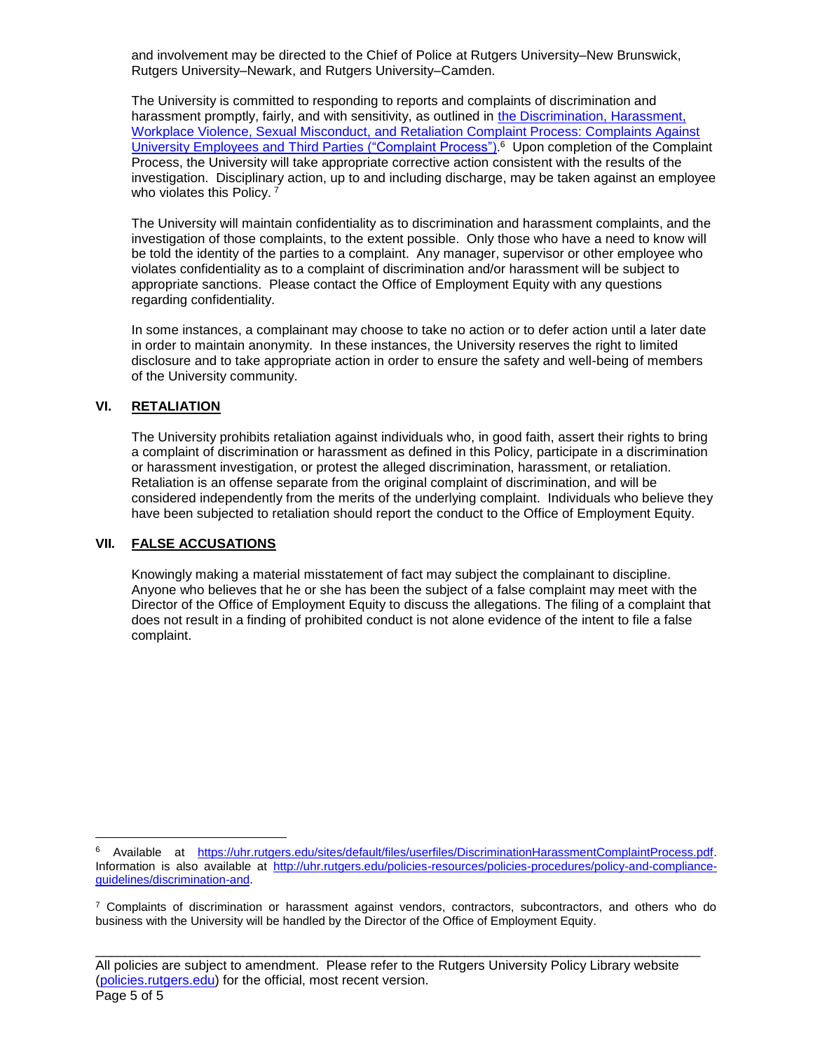and involvement may be directed to the Chief of Police at Rutgers University–New Brunswick, Rutgers University–Newark, and Rutgers University–Camden.

The University is committed to responding to reports and complaints of discrimination and harassment promptly, fairly, and with sensitivity, as outlined in [the Discrimination, Harassment, Workplace Violence, Sexual Misconduct, and Retaliation Complaint Process: Complaints Against University Employees and Third Parties (“Complaint Process”)](https://uhr.rutgers.edu/sites/default/files/userfiles/DiscriminationHarassmentComplaintProcess.pdf).[6] Upon completion of the Complaint Process, the University will take appropriate corrective action consistent with the results of the investigation. Disciplinary action, up to and including discharge, may be taken against an employee who violates this Policy.[7]

The University will maintain confidentiality as to discrimination and harassment complaints, and the investigation of those complaints, to the extent possible. Only those who have a need to know will be told the identity of the parties to a complaint. Any manager, supervisor or other employee who violates confidentiality as to a complaint of discrimination and/or harassment will be subject to appropriate sanctions. Please contact the Office of Employment Equity with any questions regarding confidentiality.

In some instances, a complainant may choose to take no action or to defer action until a later date in order to maintain anonymity. In these instances, the University reserves the right to limited disclosure and to take appropriate action in order to ensure the safety and well-being of members of the University community.

## VI. RETALIATION

The University prohibits retaliation against individuals who, in good faith, assert their rights to bring a complaint of discrimination or harassment as defined in this Policy, participate in a discrimination or harassment investigation, or protest the alleged discrimination, harassment, or retaliation. Retaliation is an offense separate from the original complaint of discrimination, and will be considered independently from the merits of the underlying complaint. Individuals who believe they have been subjected to retaliation should report the conduct to the Office of Employment Equity.

## VII. FALSE ACCUSATIONS

Knowingly making a material misstatement of fact may subject the complainant to discipline. Anyone who believes that he or she has been the subject of a false complaint may meet with the Director of the Office of Employment Equity to discuss the allegations. The filing of a complaint that does not result in a finding of prohibited conduct is not alone evidence of the intent to file a false complaint.

---

[6] Available at https://uhr.rutgers.edu/sites/default/files/userfiles/DiscriminationHarassmentComplaintProcess.pdf. Information is also available at http://uhr.rutgers.edu/policies-resources/policies-procedures/policy-and-compliance-guidelines/discrimination-and.

[7] Complaints of discrimination or harassment against vendors, contractors, subcontractors, and others who do business with the University will be handled by the Director of the Office of Employment Equity.